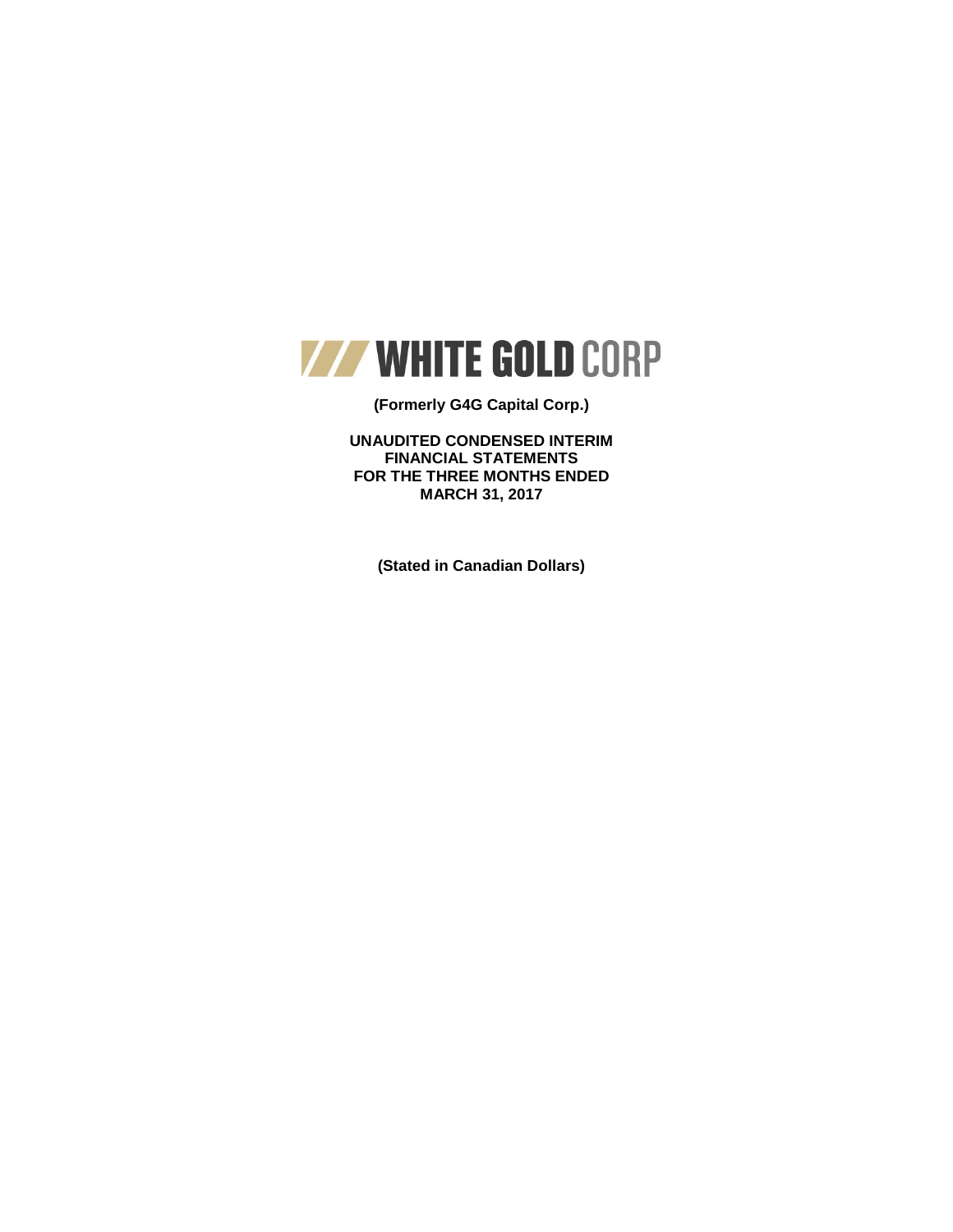# WHITE GOLD CORP

**(Formerly G4G Capital Corp.)**

**UNAUDITED CONDENSED INTERIM FINANCIAL STATEMENTS FOR THE THREE MONTHS ENDED MARCH 31, 2017**

**(Stated in Canadian Dollars)**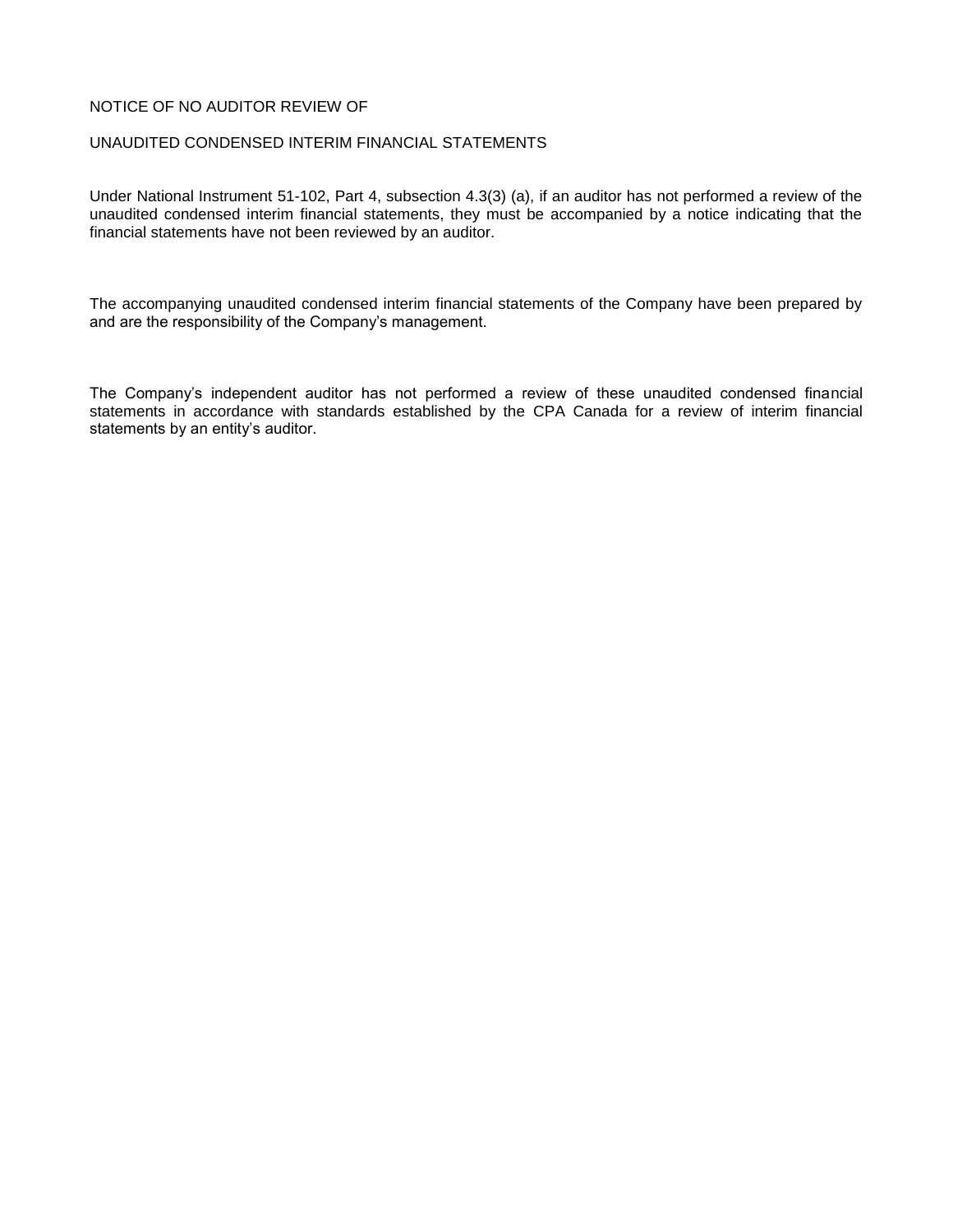# NOTICE OF NO AUDITOR REVIEW OF

# UNAUDITED CONDENSED INTERIM FINANCIAL STATEMENTS

Under National Instrument 51-102, Part 4, subsection 4.3(3) (a), if an auditor has not performed a review of the unaudited condensed interim financial statements, they must be accompanied by a notice indicating that the financial statements have not been reviewed by an auditor.

The accompanying unaudited condensed interim financial statements of the Company have been prepared by and are the responsibility of the Company's management.

The Company's independent auditor has not performed a review of these unaudited condensed financial statements in accordance with standards established by the CPA Canada for a review of interim financial statements by an entity's auditor.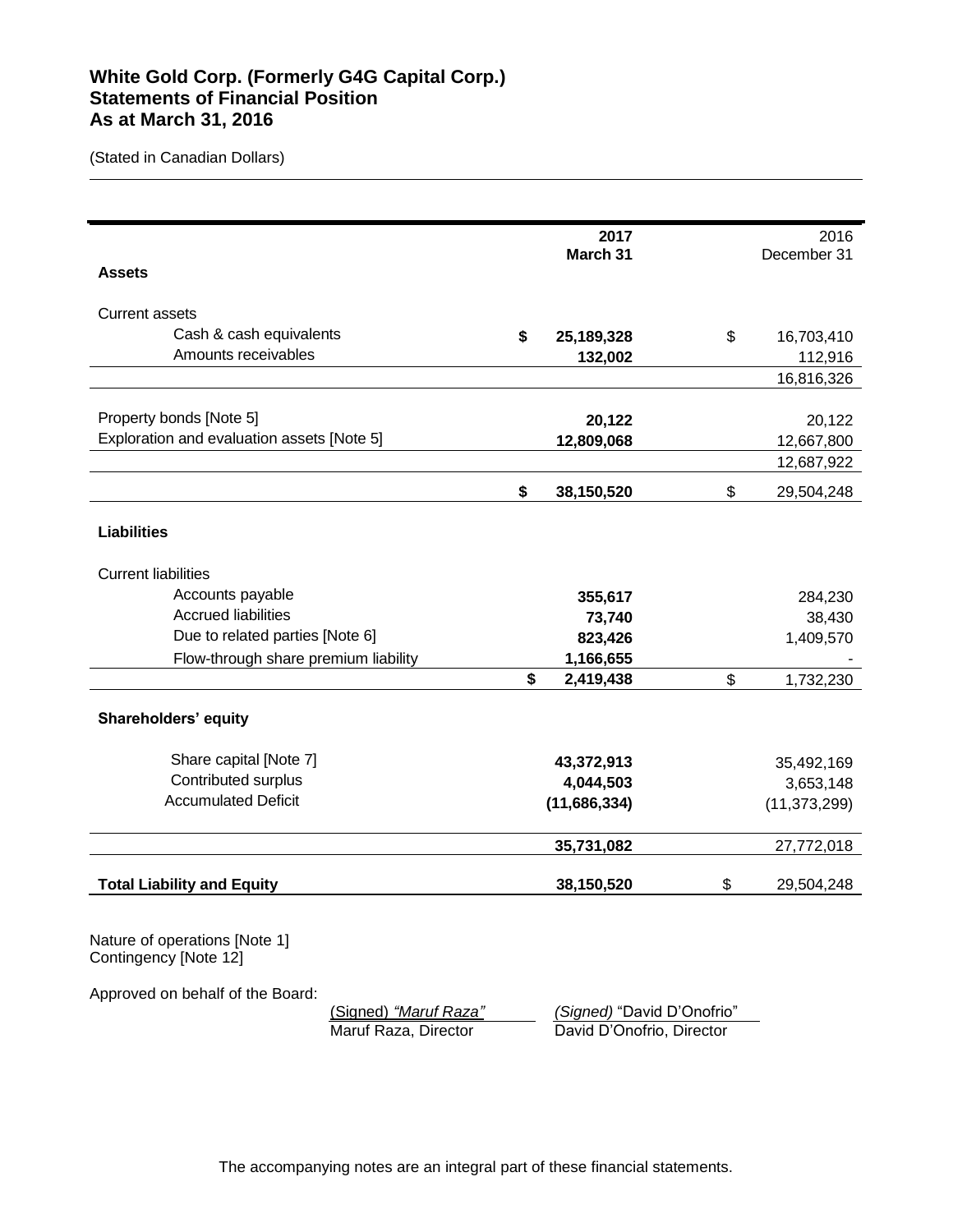# White Gold Corp. (Formerly G4G Capital Corp.)
# Statements of Financial Position
# As at March 31, 2016

(Stated in Canadian Dollars)

| | **2017 March 31** | 2016 December 31 |
|---|---|---|
| **Assets** | | |
| Current assets | | |
| Cash & cash equivalents | **$ 25,189,328** | $ 16,703,410 |
| Amounts receivables | **132,002** | 112,916 |
| | | 16,816,326 |
| Property bonds [Note 5] | **20,122** | 20,122 |
| Exploration and evaluation assets [Note 5] | **12,809,068** | 12,667,800 |
| | | 12,687,922 |
| | **$ 38,150,520** | $ 29,504,248 |
| **Liabilities** | | |
| Current liabilities | | |
| Accounts payable | **355,617** | 284,230 |
| Accrued liabilities | **73,740** | 38,430 |
| Due to related parties [Note 6] | **823,426** | 1,409,570 |
| Flow-through share premium liability | **1,166,655** | - |
| | **$ 2,419,438** | $ 1,732,230 |
| **Shareholders' equity** | | |
| Share capital [Note 7] | **43,372,913** | 35,492,169 |
| Contributed surplus | **4,044,503** | 3,653,148 |
| Accumulated Deficit | **(11,686,334)** | (11,373,299) |
| | **35,731,082** | 27,772,018 |
| **Total Liability and Equity** | **38,150,520** | $ 29,504,248 |

Nature of operations [Note 1]
Contingency [Note 12]

Approved on behalf of the Board:

(Signed) *"Maruf Raza"*
Maruf Raza, Director

*(Signed)* "David D'Onofrio"
David D'Onofrio, Director

The accompanying notes are an integral part of these financial statements.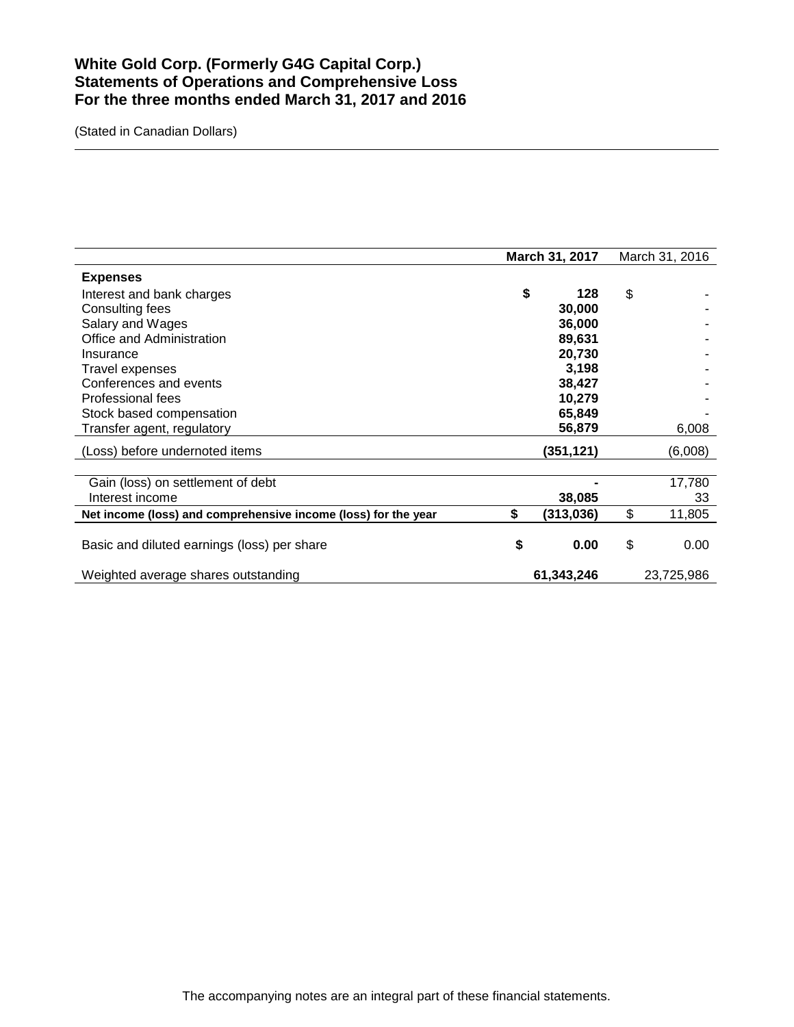# White Gold Corp. (Formerly G4G Capital Corp.)
# Statements of Operations and Comprehensive Loss
# For the three months ended March 31, 2017 and 2016

(Stated in Canadian Dollars)

| | March 31, 2017 | March 31, 2016 |
|---|---|---|
| **Expenses** | | |
| Interest and bank charges | $ 128 | $ - |
| Consulting fees | 30,000 | - |
| Salary and Wages | 36,000 | - |
| Office and Administration | 89,631 | - |
| Insurance | 20,730 | - |
| Travel expenses | 3,198 | - |
| Conferences and events | 38,427 | - |
| Professional fees | 10,279 | - |
| Stock based compensation | 65,849 | - |
| Transfer agent, regulatory | 56,879 | 6,008 |
| (Loss) before undernoted items | (351,121) | (6,008) |
| Gain (loss) on settlement of debt | - | 17,780 |
| Interest income | 38,085 | 33 |
| **Net income (loss) and comprehensive income (loss) for the year** | $ (313,036) | $ 11,805 |
| Basic and diluted earnings (loss) per share | $ 0.00 | $ 0.00 |
| Weighted average shares outstanding | 61,343,246 | 23,725,986 |

The accompanying notes are an integral part of these financial statements.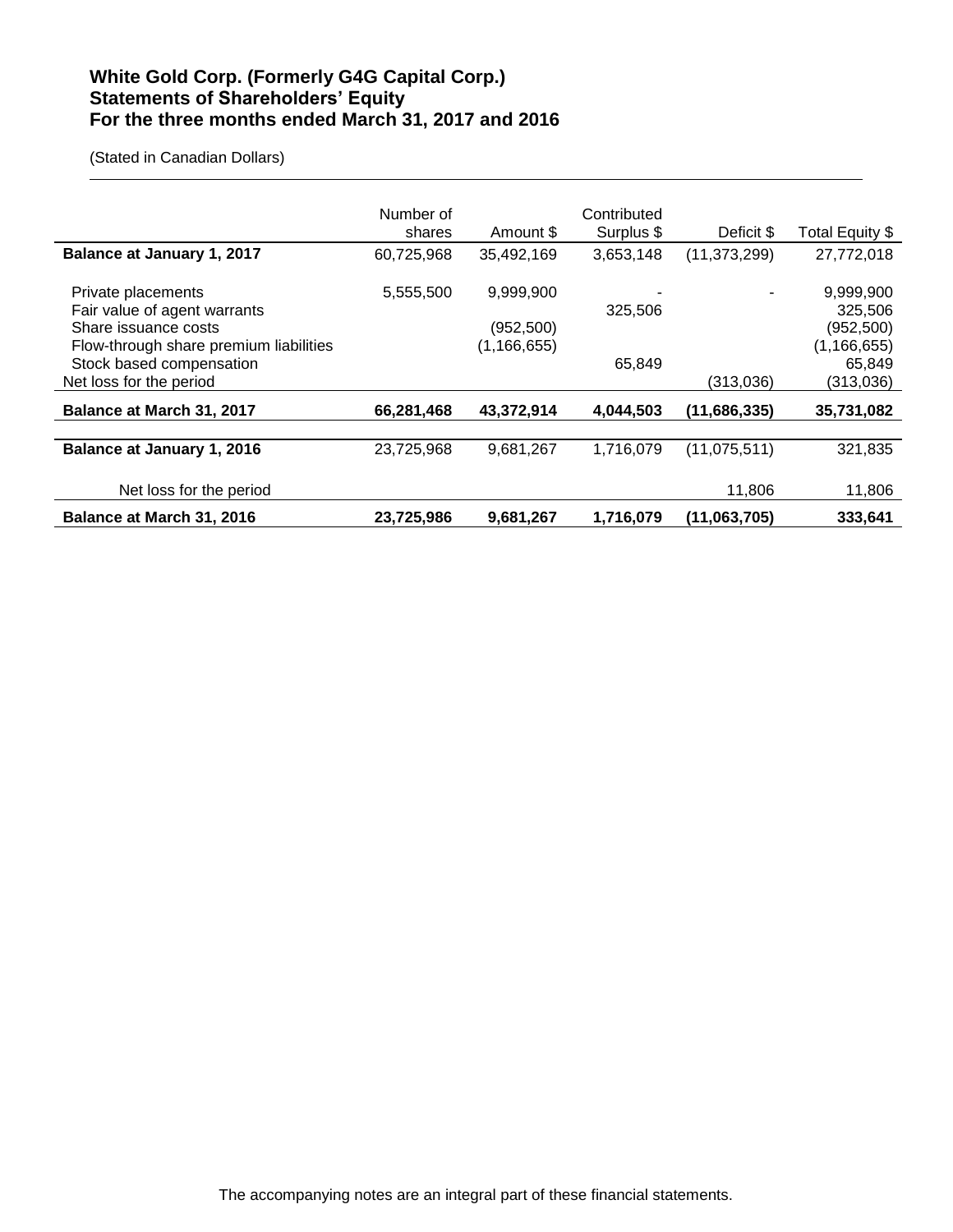## White Gold Corp. (Formerly G4G Capital Corp.)
## Statements of Shareholders' Equity
## For the three months ended March 31, 2017 and 2016

(Stated in Canadian Dollars)

| | Number of shares | Amount $ | Contributed Surplus $ | Deficit $ | Total Equity $ |
|---|---|---|---|---|---|
| **Balance at January 1, 2017** | 60,725,968 | 35,492,169 | 3,653,148 | (11,373,299) | 27,772,018 |
| Private placements | 5,555,500 | 9,999,900 | - | - | 9,999,900 |
| Fair value of agent warrants | | | 325,506 | | 325,506 |
| Share issuance costs | | (952,500) | | | (952,500) |
| Flow-through share premium liabilities | | (1,166,655) | | | (1,166,655) |
| Stock based compensation | | | 65,849 | | 65,849 |
| Net loss for the period | | | | (313,036) | (313,036) |
| **Balance at March 31, 2017** | **66,281,468** | **43,372,914** | **4,044,503** | **(11,686,335)** | **35,731,082** |
| | | | | | |
| **Balance at January 1, 2016** | 23,725,968 | 9,681,267 | 1,716,079 | (11,075,511) | 321,835 |
| Net loss for the period | | | | 11,806 | 11,806 |
| **Balance at March 31, 2016** | **23,725,986** | **9,681,267** | **1,716,079** | **(11,063,705)** | **333,641** |

The accompanying notes are an integral part of these financial statements.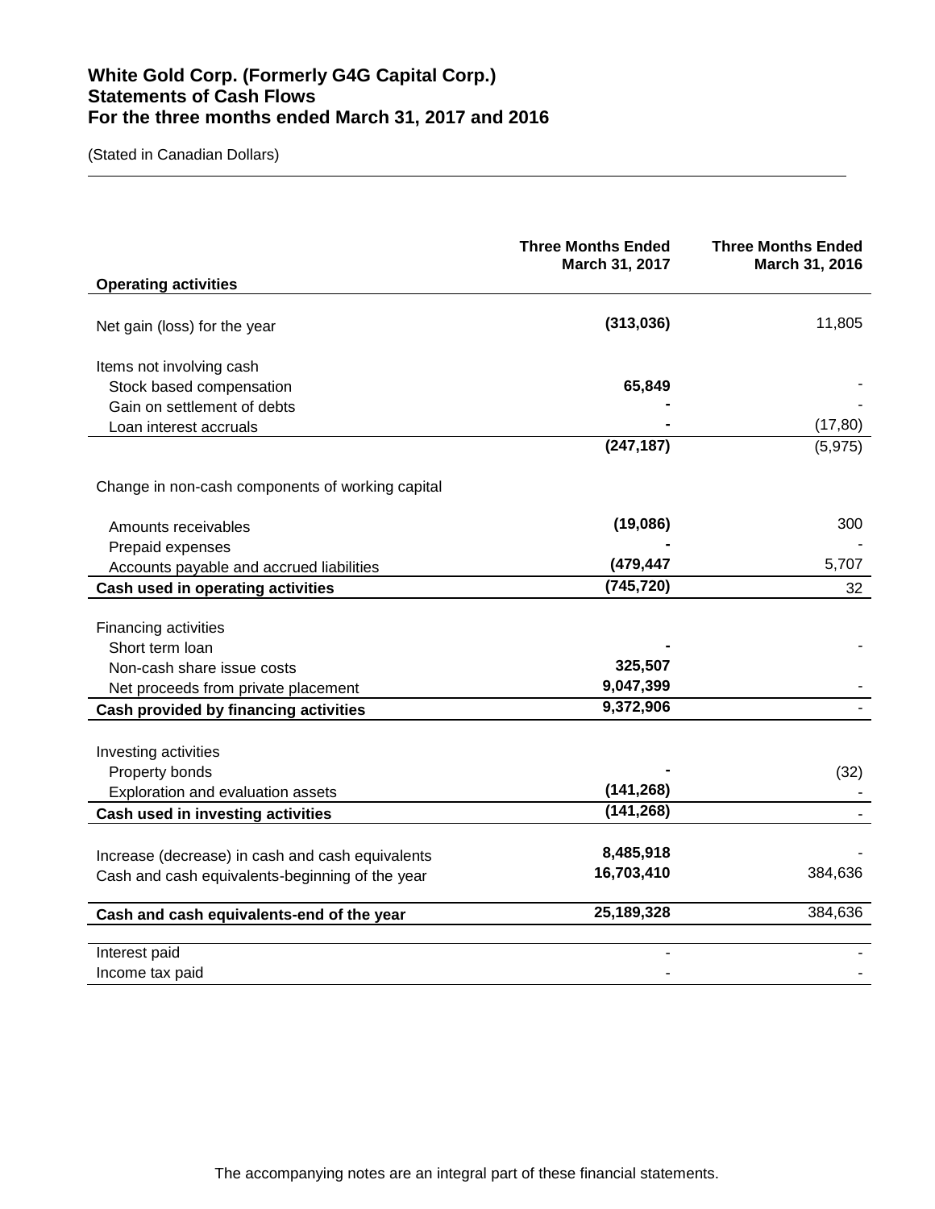**White Gold Corp. (Formerly G4G Capital Corp.)**
**Statements of Cash Flows**
**For the three months ended March 31, 2017 and 2016**

(Stated in Canadian Dollars)

| | Three Months Ended March 31, 2017 | Three Months Ended March 31, 2016 |
|---|---|---|
| **Operating activities** | | |
| Net gain (loss) for the year | **(313,036)** | 11,805 |
| Items not involving cash | | |
| Stock based compensation | **65,849** | - |
| Gain on settlement of debts | **-** | - |
| Loan interest accruals | **-** | (17,80) |
| | **(247,187)** | (5,975) |
| Change in non-cash components of working capital | | |
| Amounts receivables | **(19,086)** | 300 |
| Prepaid expenses | **-** | - |
| Accounts payable and accrued liabilities | **(479,447** | 5,707 |
| **Cash used in operating activities** | **(745,720)** | 32 |
| Financing activities | | |
| Short term loan | **-** | - |
| Non-cash share issue costs | **325,507** | |
| Net proceeds from private placement | **9,047,399** | - |
| **Cash provided by financing activities** | **9,372,906** | - |
| Investing activities | | |
| Property bonds | **-** | (32) |
| Exploration and evaluation assets | **(141,268)** | - |
| **Cash used in investing activities** | **(141,268)** | - |
| Increase (decrease) in cash and cash equivalents | **8,485,918** | - |
| Cash and cash equivalents-beginning of the year | **16,703,410** | 384,636 |
| **Cash and cash equivalents-end of the year** | **25,189,328** | 384,636 |
| Interest paid | - | - |
| Income tax paid | - | - |

The accompanying notes are an integral part of these financial statements.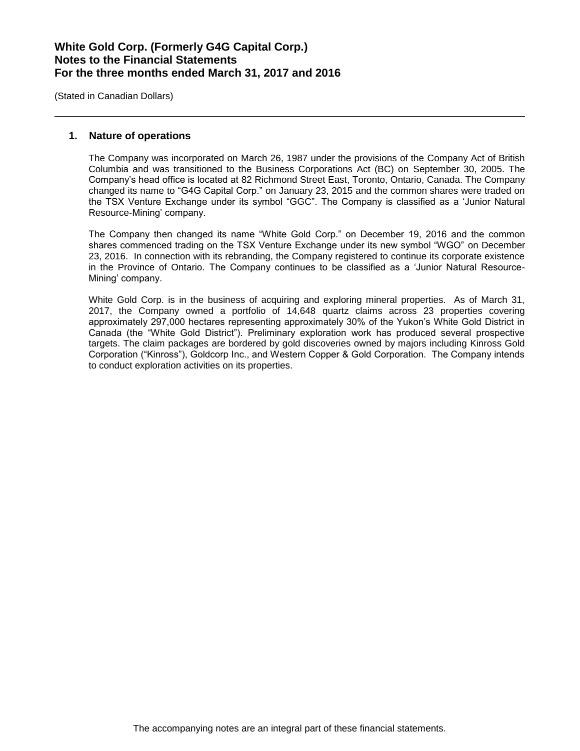## 1. Nature of operations

The Company was incorporated on March 26, 1987 under the provisions of the Company Act of British Columbia and was transitioned to the Business Corporations Act (BC) on September 30, 2005. The Company's head office is located at 82 Richmond Street East, Toronto, Ontario, Canada. The Company changed its name to "G4G Capital Corp." on January 23, 2015 and the common shares were traded on the TSX Venture Exchange under its symbol "GGC". The Company is classified as a 'Junior Natural Resource-Mining' company.

The Company then changed its name "White Gold Corp." on December 19, 2016 and the common shares commenced trading on the TSX Venture Exchange under its new symbol "WGO" on December 23, 2016. In connection with its rebranding, the Company registered to continue its corporate existence in the Province of Ontario. The Company continues to be classified as a 'Junior Natural Resource-Mining' company.

White Gold Corp. is in the business of acquiring and exploring mineral properties. As of March 31, 2017, the Company owned a portfolio of 14,648 quartz claims across 23 properties covering approximately 297,000 hectares representing approximately 30% of the Yukon's White Gold District in Canada (the "White Gold District"). Preliminary exploration work has produced several prospective targets. The claim packages are bordered by gold discoveries owned by majors including Kinross Gold Corporation ("Kinross"), Goldcorp Inc., and Western Copper & Gold Corporation. The Company intends to conduct exploration activities on its properties.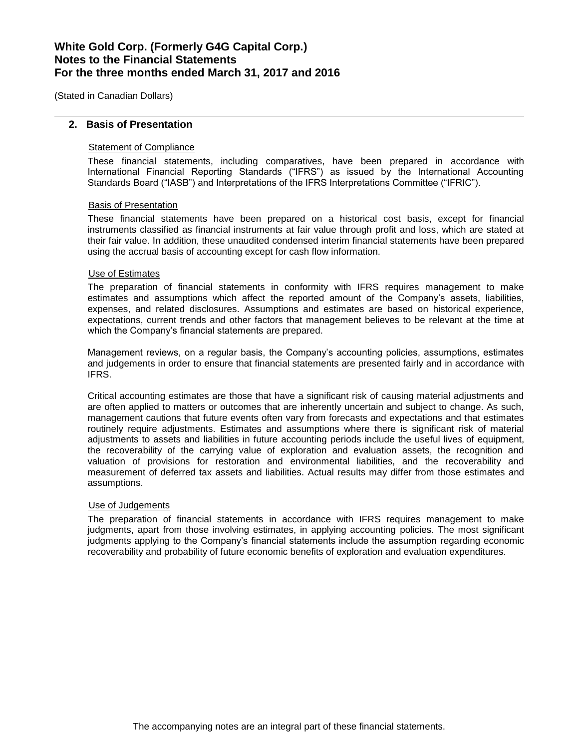## 2. Basis of Presentation

### Statement of Compliance

These financial statements, including comparatives, have been prepared in accordance with International Financial Reporting Standards ("IFRS") as issued by the International Accounting Standards Board ("IASB") and Interpretations of the IFRS Interpretations Committee ("IFRIC").

### Basis of Presentation

These financial statements have been prepared on a historical cost basis, except for financial instruments classified as financial instruments at fair value through profit and loss, which are stated at their fair value. In addition, these unaudited condensed interim financial statements have been prepared using the accrual basis of accounting except for cash flow information.

### Use of Estimates

The preparation of financial statements in conformity with IFRS requires management to make estimates and assumptions which affect the reported amount of the Company's assets, liabilities, expenses, and related disclosures. Assumptions and estimates are based on historical experience, expectations, current trends and other factors that management believes to be relevant at the time at which the Company's financial statements are prepared.

Management reviews, on a regular basis, the Company's accounting policies, assumptions, estimates and judgements in order to ensure that financial statements are presented fairly and in accordance with IFRS.

Critical accounting estimates are those that have a significant risk of causing material adjustments and are often applied to matters or outcomes that are inherently uncertain and subject to change. As such, management cautions that future events often vary from forecasts and expectations and that estimates routinely require adjustments. Estimates and assumptions where there is significant risk of material adjustments to assets and liabilities in future accounting periods include the useful lives of equipment, the recoverability of the carrying value of exploration and evaluation assets, the recognition and valuation of provisions for restoration and environmental liabilities, and the recoverability and measurement of deferred tax assets and liabilities. Actual results may differ from those estimates and assumptions.

### Use of Judgements

The preparation of financial statements in accordance with IFRS requires management to make judgments, apart from those involving estimates, in applying accounting policies. The most significant judgments applying to the Company's financial statements include the assumption regarding economic recoverability and probability of future economic benefits of exploration and evaluation expenditures.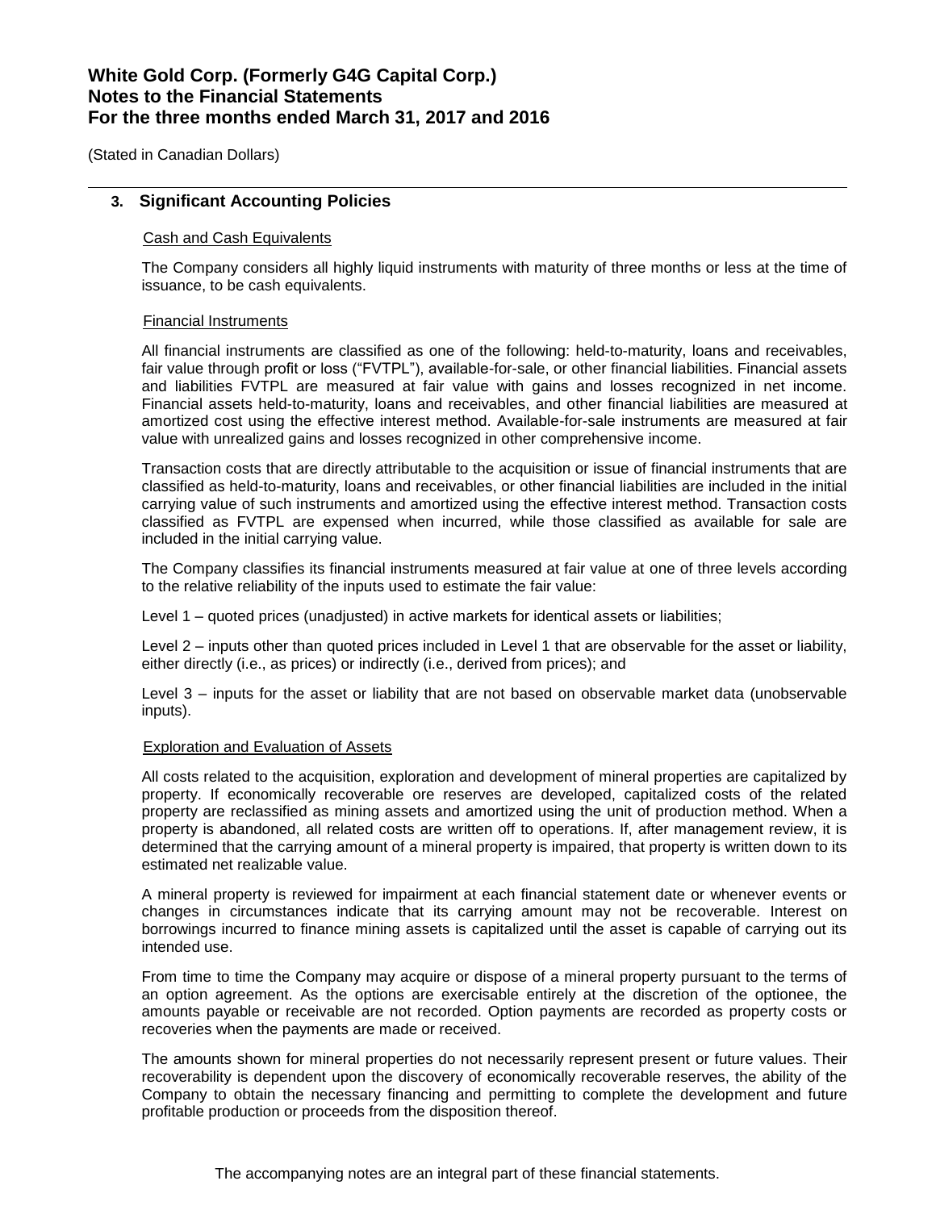## 3. Significant Accounting Policies

Cash and Cash Equivalents

The Company considers all highly liquid instruments with maturity of three months or less at the time of issuance, to be cash equivalents.

Financial Instruments

All financial instruments are classified as one of the following: held-to-maturity, loans and receivables, fair value through profit or loss ("FVTPL"), available-for-sale, or other financial liabilities. Financial assets and liabilities FVTPL are measured at fair value with gains and losses recognized in net income. Financial assets held-to-maturity, loans and receivables, and other financial liabilities are measured at amortized cost using the effective interest method. Available-for-sale instruments are measured at fair value with unrealized gains and losses recognized in other comprehensive income.

Transaction costs that are directly attributable to the acquisition or issue of financial instruments that are classified as held-to-maturity, loans and receivables, or other financial liabilities are included in the initial carrying value of such instruments and amortized using the effective interest method. Transaction costs classified as FVTPL are expensed when incurred, while those classified as available for sale are included in the initial carrying value.

The Company classifies its financial instruments measured at fair value at one of three levels according to the relative reliability of the inputs used to estimate the fair value:

Level 1 – quoted prices (unadjusted) in active markets for identical assets or liabilities;

Level 2 – inputs other than quoted prices included in Level 1 that are observable for the asset or liability, either directly (i.e., as prices) or indirectly (i.e., derived from prices); and

Level 3 – inputs for the asset or liability that are not based on observable market data (unobservable inputs).

Exploration and Evaluation of Assets

All costs related to the acquisition, exploration and development of mineral properties are capitalized by property. If economically recoverable ore reserves are developed, capitalized costs of the related property are reclassified as mining assets and amortized using the unit of production method. When a property is abandoned, all related costs are written off to operations. If, after management review, it is determined that the carrying amount of a mineral property is impaired, that property is written down to its estimated net realizable value.

A mineral property is reviewed for impairment at each financial statement date or whenever events or changes in circumstances indicate that its carrying amount may not be recoverable. Interest on borrowings incurred to finance mining assets is capitalized until the asset is capable of carrying out its intended use.

From time to time the Company may acquire or dispose of a mineral property pursuant to the terms of an option agreement. As the options are exercisable entirely at the discretion of the optionee, the amounts payable or receivable are not recorded. Option payments are recorded as property costs or recoveries when the payments are made or received.

The amounts shown for mineral properties do not necessarily represent present or future values. Their recoverability is dependent upon the discovery of economically recoverable reserves, the ability of the Company to obtain the necessary financing and permitting to complete the development and future profitable production or proceeds from the disposition thereof.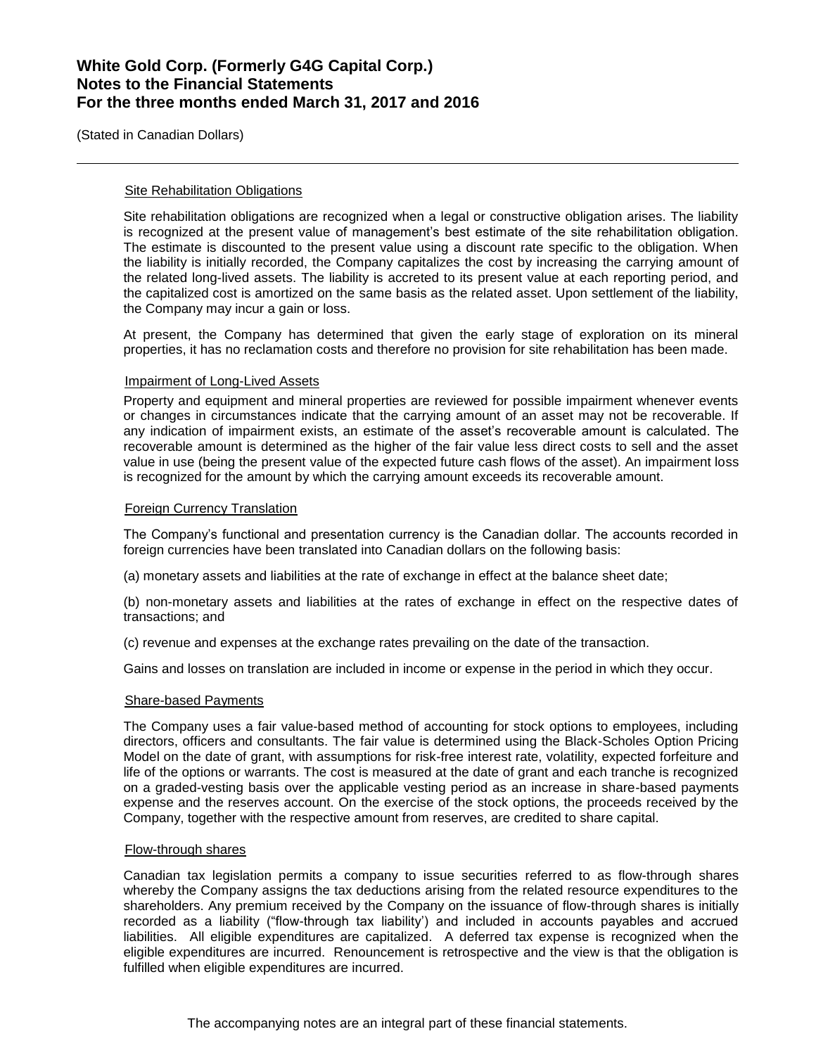### Site Rehabilitation Obligations

Site rehabilitation obligations are recognized when a legal or constructive obligation arises. The liability is recognized at the present value of management's best estimate of the site rehabilitation obligation. The estimate is discounted to the present value using a discount rate specific to the obligation. When the liability is initially recorded, the Company capitalizes the cost by increasing the carrying amount of the related long-lived assets. The liability is accreted to its present value at each reporting period, and the capitalized cost is amortized on the same basis as the related asset. Upon settlement of the liability, the Company may incur a gain or loss.

At present, the Company has determined that given the early stage of exploration on its mineral properties, it has no reclamation costs and therefore no provision for site rehabilitation has been made.

### Impairment of Long-Lived Assets

Property and equipment and mineral properties are reviewed for possible impairment whenever events or changes in circumstances indicate that the carrying amount of an asset may not be recoverable. If any indication of impairment exists, an estimate of the asset's recoverable amount is calculated. The recoverable amount is determined as the higher of the fair value less direct costs to sell and the asset value in use (being the present value of the expected future cash flows of the asset). An impairment loss is recognized for the amount by which the carrying amount exceeds its recoverable amount.

### Foreign Currency Translation

The Company's functional and presentation currency is the Canadian dollar. The accounts recorded in foreign currencies have been translated into Canadian dollars on the following basis:

(a) monetary assets and liabilities at the rate of exchange in effect at the balance sheet date;

(b) non-monetary assets and liabilities at the rates of exchange in effect on the respective dates of transactions; and

(c) revenue and expenses at the exchange rates prevailing on the date of the transaction.

Gains and losses on translation are included in income or expense in the period in which they occur.

### Share-based Payments

The Company uses a fair value-based method of accounting for stock options to employees, including directors, officers and consultants. The fair value is determined using the Black-Scholes Option Pricing Model on the date of grant, with assumptions for risk-free interest rate, volatility, expected forfeiture and life of the options or warrants. The cost is measured at the date of grant and each tranche is recognized on a graded-vesting basis over the applicable vesting period as an increase in share-based payments expense and the reserves account. On the exercise of the stock options, the proceeds received by the Company, together with the respective amount from reserves, are credited to share capital.

### Flow-through shares

Canadian tax legislation permits a company to issue securities referred to as flow-through shares whereby the Company assigns the tax deductions arising from the related resource expenditures to the shareholders. Any premium received by the Company on the issuance of flow-through shares is initially recorded as a liability ("flow-through tax liability') and included in accounts payables and accrued liabilities. All eligible expenditures are capitalized. A deferred tax expense is recognized when the eligible expenditures are incurred. Renouncement is retrospective and the view is that the obligation is fulfilled when eligible expenditures are incurred.

The accompanying notes are an integral part of these financial statements.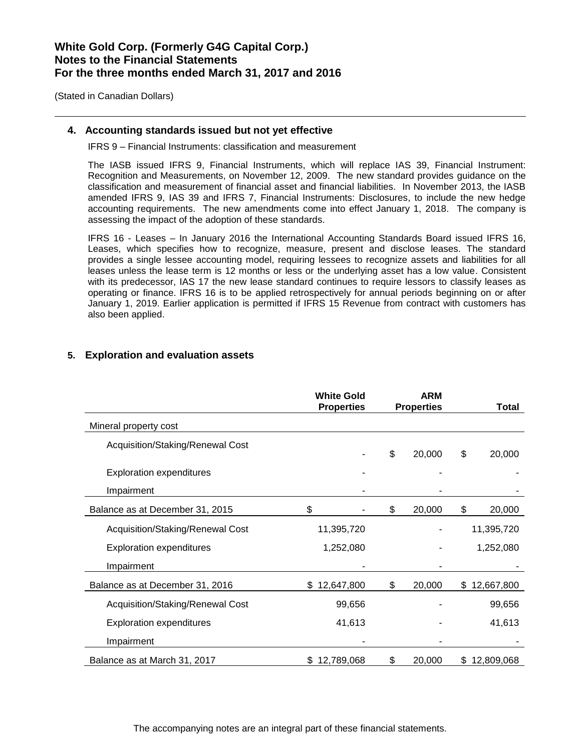## 4. Accounting standards issued but not yet effective

IFRS 9 – Financial Instruments: classification and measurement

The IASB issued IFRS 9, Financial Instruments, which will replace IAS 39, Financial Instrument: Recognition and Measurements, on November 12, 2009. The new standard provides guidance on the classification and measurement of financial asset and financial liabilities. In November 2013, the IASB amended IFRS 9, IAS 39 and IFRS 7, Financial Instruments: Disclosures, to include the new hedge accounting requirements. The new amendments come into effect January 1, 2018. The company is assessing the impact of the adoption of these standards.

IFRS 16 - Leases – In January 2016 the International Accounting Standards Board issued IFRS 16, Leases, which specifies how to recognize, measure, present and disclose leases. The standard provides a single lessee accounting model, requiring lessees to recognize assets and liabilities for all leases unless the lease term is 12 months or less or the underlying asset has a low value. Consistent with its predecessor, IAS 17 the new lease standard continues to require lessors to classify leases as operating or finance. IFRS 16 is to be applied retrospectively for annual periods beginning on or after January 1, 2019. Earlier application is permitted if IFRS 15 Revenue from contract with customers has also been applied.

## 5. Exploration and evaluation assets

| | White Gold Properties | ARM Properties | Total |
|---|---|---|---|
| Mineral property cost | | | |
| Acquisition/Staking/Renewal Cost | - | $ 20,000 | $ 20,000 |
| Exploration expenditures | - | - | - |
| Impairment | - | - | - |
| Balance as at December 31, 2015 | $ - | $ 20,000 | $ 20,000 |
| Acquisition/Staking/Renewal Cost | 11,395,720 | - | 11,395,720 |
| Exploration expenditures | 1,252,080 | - | 1,252,080 |
| Impairment | - | - | - |
| Balance as at December 31, 2016 | $ 12,647,800 | $ 20,000 | $ 12,667,800 |
| Acquisition/Staking/Renewal Cost | 99,656 | - | 99,656 |
| Exploration expenditures | 41,613 | - | 41,613 |
| Impairment | - | - | - |
| Balance as at March 31, 2017 | $ 12,789,068 | $ 20,000 | $ 12,809,068 |

The accompanying notes are an integral part of these financial statements.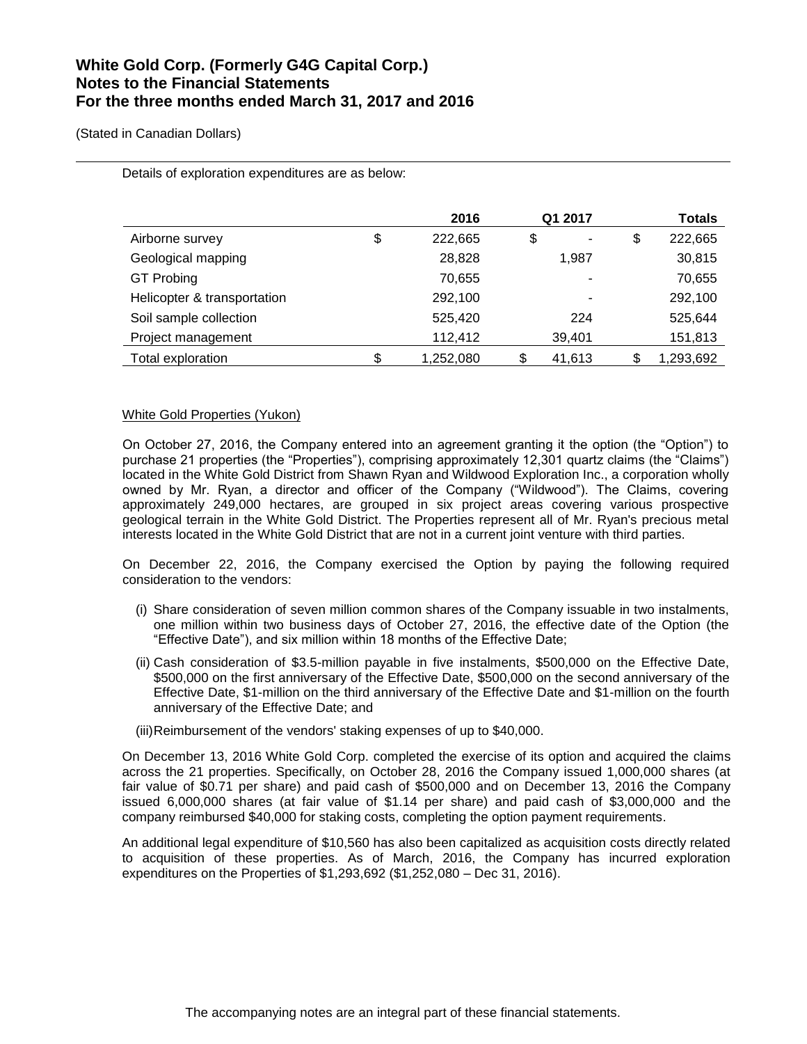Details of exploration expenditures are as below:

| | 2016 | Q1 2017 | Totals |
|---|---|---|---|
| Airborne survey | $ 222,665 | $ - | $ 222,665 |
| Geological mapping | 28,828 | 1,987 | 30,815 |
| GT Probing | 70,655 | - | 70,655 |
| Helicopter & transportation | 292,100 | - | 292,100 |
| Soil sample collection | 525,420 | 224 | 525,644 |
| Project management | 112,412 | 39,401 | 151,813 |
| Total exploration | $ 1,252,080 | $ 41,613 | $ 1,293,692 |

White Gold Properties (Yukon)

On October 27, 2016, the Company entered into an agreement granting it the option (the "Option") to purchase 21 properties (the "Properties"), comprising approximately 12,301 quartz claims (the "Claims") located in the White Gold District from Shawn Ryan and Wildwood Exploration Inc., a corporation wholly owned by Mr. Ryan, a director and officer of the Company ("Wildwood"). The Claims, covering approximately 249,000 hectares, are grouped in six project areas covering various prospective geological terrain in the White Gold District. The Properties represent all of Mr. Ryan's precious metal interests located in the White Gold District that are not in a current joint venture with third parties.

On December 22, 2016, the Company exercised the Option by paying the following required consideration to the vendors:

(i) Share consideration of seven million common shares of the Company issuable in two instalments, one million within two business days of October 27, 2016, the effective date of the Option (the "Effective Date"), and six million within 18 months of the Effective Date;

(ii) Cash consideration of $3.5-million payable in five instalments, $500,000 on the Effective Date, $500,000 on the first anniversary of the Effective Date, $500,000 on the second anniversary of the Effective Date, $1-million on the third anniversary of the Effective Date and $1-million on the fourth anniversary of the Effective Date; and

(iii) Reimbursement of the vendors' staking expenses of up to $40,000.

On December 13, 2016 White Gold Corp. completed the exercise of its option and acquired the claims across the 21 properties. Specifically, on October 28, 2016 the Company issued 1,000,000 shares (at fair value of $0.71 per share) and paid cash of $500,000 and on December 13, 2016 the Company issued 6,000,000 shares (at fair value of $1.14 per share) and paid cash of $3,000,000 and the company reimbursed $40,000 for staking costs, completing the option payment requirements.

An additional legal expenditure of $10,560 has also been capitalized as acquisition costs directly related to acquisition of these properties. As of March, 2016, the Company has incurred exploration expenditures on the Properties of $1,293,692 ($1,252,080 – Dec 31, 2016).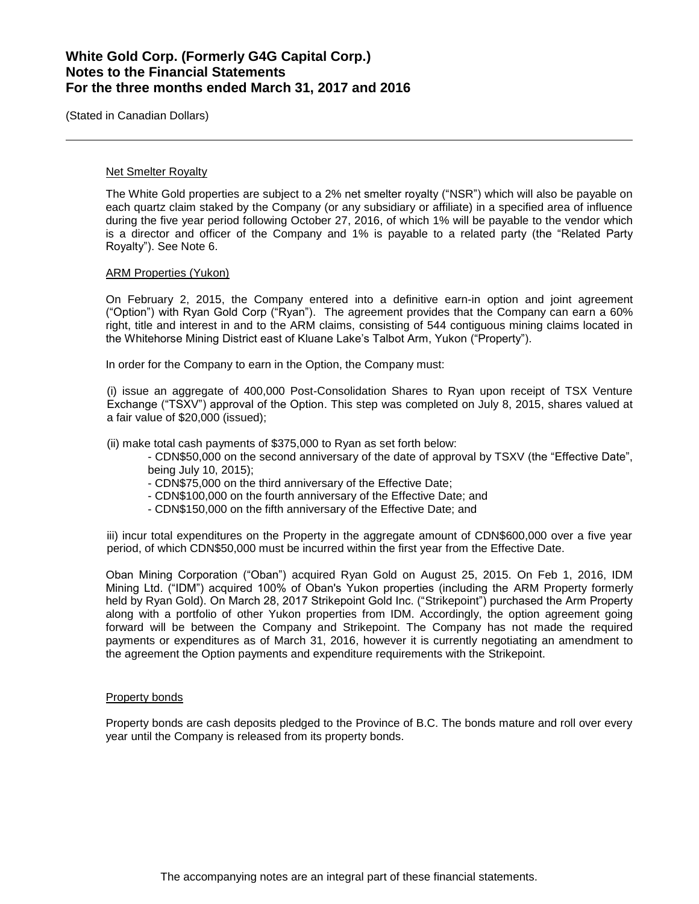### Net Smelter Royalty

The White Gold properties are subject to a 2% net smelter royalty ("NSR") which will also be payable on each quartz claim staked by the Company (or any subsidiary or affiliate) in a specified area of influence during the five year period following October 27, 2016, of which 1% will be payable to the vendor which is a director and officer of the Company and 1% is payable to a related party (the "Related Party Royalty"). See Note 6.

### ARM Properties (Yukon)

On February 2, 2015, the Company entered into a definitive earn-in option and joint agreement ("Option") with Ryan Gold Corp ("Ryan"). The agreement provides that the Company can earn a 60% right, title and interest in and to the ARM claims, consisting of 544 contiguous mining claims located in the Whitehorse Mining District east of Kluane Lake's Talbot Arm, Yukon ("Property").

In order for the Company to earn in the Option, the Company must:

(i) issue an aggregate of 400,000 Post-Consolidation Shares to Ryan upon receipt of TSX Venture Exchange ("TSXV") approval of the Option. This step was completed on July 8, 2015, shares valued at a fair value of $20,000 (issued);

(ii) make total cash payments of $375,000 to Ryan as set forth below:

- CDN$50,000 on the second anniversary of the date of approval by TSXV (the "Effective Date", being July 10, 2015);
- CDN$75,000 on the third anniversary of the Effective Date;
- CDN$100,000 on the fourth anniversary of the Effective Date; and
- CDN$150,000 on the fifth anniversary of the Effective Date; and

iii) incur total expenditures on the Property in the aggregate amount of CDN$600,000 over a five year period, of which CDN$50,000 must be incurred within the first year from the Effective Date.

Oban Mining Corporation ("Oban") acquired Ryan Gold on August 25, 2015. On Feb 1, 2016, IDM Mining Ltd. ("IDM") acquired 100% of Oban's Yukon properties (including the ARM Property formerly held by Ryan Gold). On March 28, 2017 Strikepoint Gold Inc. ("Strikepoint") purchased the Arm Property along with a portfolio of other Yukon properties from IDM. Accordingly, the option agreement going forward will be between the Company and Strikepoint. The Company has not made the required payments or expenditures as of March 31, 2016, however it is currently negotiating an amendment to the agreement the Option payments and expenditure requirements with the Strikepoint.

### Property bonds

Property bonds are cash deposits pledged to the Province of B.C. The bonds mature and roll over every year until the Company is released from its property bonds.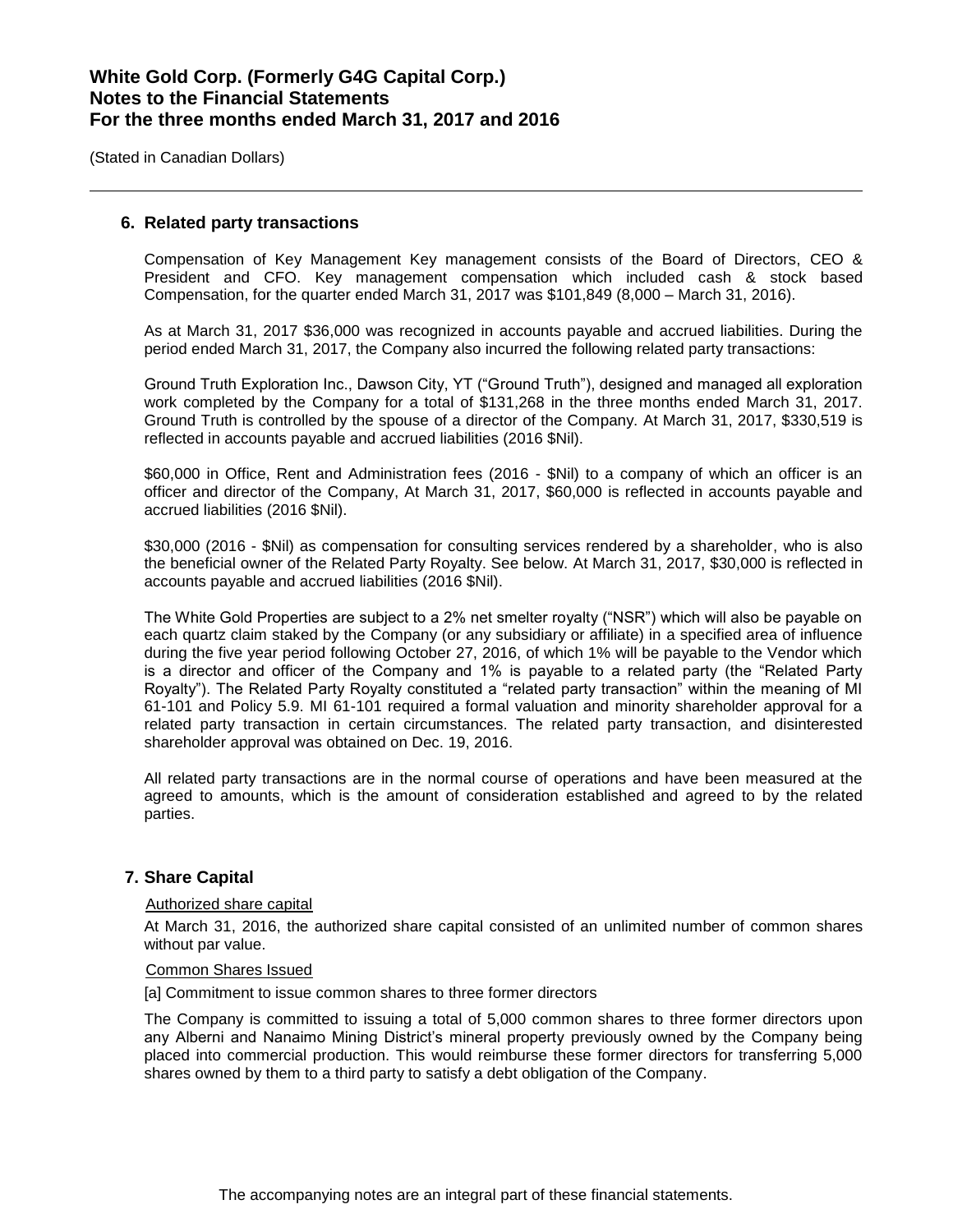## 6. Related party transactions

Compensation of Key Management Key management consists of the Board of Directors, CEO & President and CFO. Key management compensation which included cash & stock based Compensation, for the quarter ended March 31, 2017 was $101,849 (8,000 – March 31, 2016).

As at March 31, 2017 $36,000 was recognized in accounts payable and accrued liabilities. During the period ended March 31, 2017, the Company also incurred the following related party transactions:

Ground Truth Exploration Inc., Dawson City, YT ("Ground Truth"), designed and managed all exploration work completed by the Company for a total of $131,268 in the three months ended March 31, 2017. Ground Truth is controlled by the spouse of a director of the Company. At March 31, 2017, $330,519 is reflected in accounts payable and accrued liabilities (2016 $Nil).

$60,000 in Office, Rent and Administration fees (2016 - $Nil) to a company of which an officer is an officer and director of the Company, At March 31, 2017, $60,000 is reflected in accounts payable and accrued liabilities (2016 $Nil).

$30,000 (2016 - $Nil) as compensation for consulting services rendered by a shareholder, who is also the beneficial owner of the Related Party Royalty. See below. At March 31, 2017, $30,000 is reflected in accounts payable and accrued liabilities (2016 $Nil).

The White Gold Properties are subject to a 2% net smelter royalty ("NSR") which will also be payable on each quartz claim staked by the Company (or any subsidiary or affiliate) in a specified area of influence during the five year period following October 27, 2016, of which 1% will be payable to the Vendor which is a director and officer of the Company and 1% is payable to a related party (the "Related Party Royalty"). The Related Party Royalty constituted a "related party transaction" within the meaning of MI 61-101 and Policy 5.9. MI 61-101 required a formal valuation and minority shareholder approval for a related party transaction in certain circumstances. The related party transaction, and disinterested shareholder approval was obtained on Dec. 19, 2016.

All related party transactions are in the normal course of operations and have been measured at the agreed to amounts, which is the amount of consideration established and agreed to by the related parties.

## 7. Share Capital

Authorized share capital

At March 31, 2016, the authorized share capital consisted of an unlimited number of common shares without par value.

Common Shares Issued

[a] Commitment to issue common shares to three former directors

The Company is committed to issuing a total of 5,000 common shares to three former directors upon any Alberni and Nanaimo Mining District's mineral property previously owned by the Company being placed into commercial production. This would reimburse these former directors for transferring 5,000 shares owned by them to a third party to satisfy a debt obligation of the Company.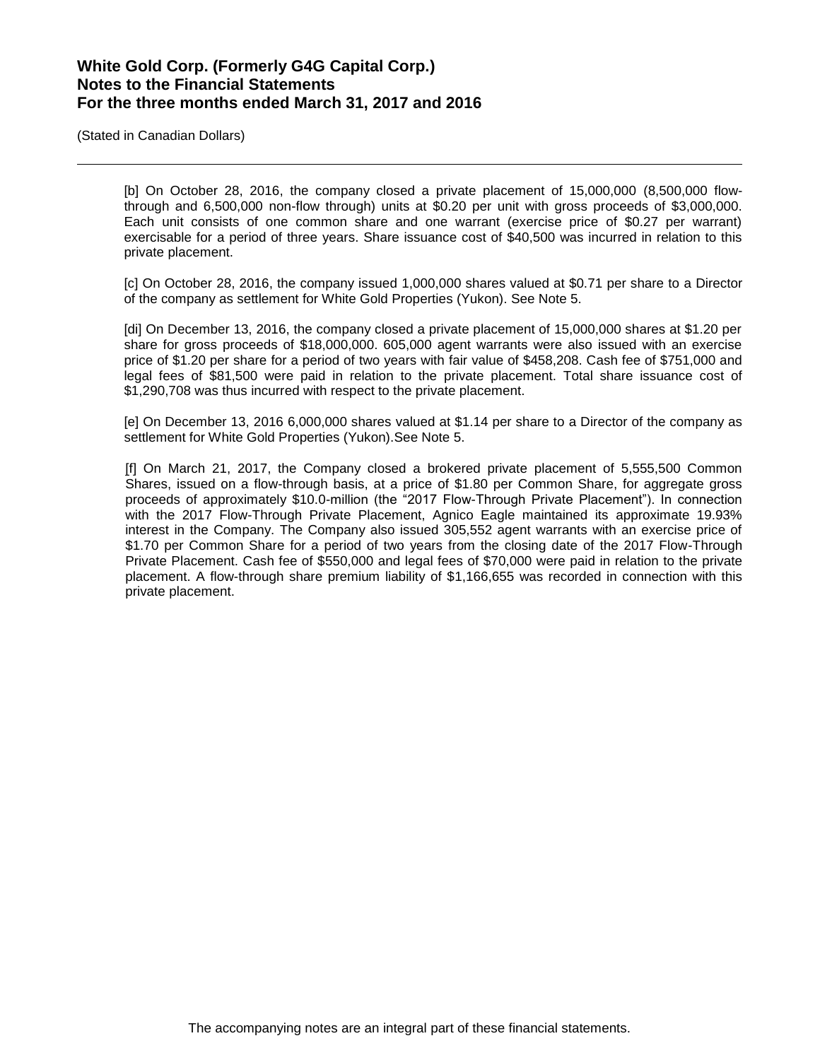# White Gold Corp. (Formerly G4G Capital Corp.)
# Notes to the Financial Statements
# For the three months ended March 31, 2017 and 2016

(Stated in Canadian Dollars)

[b] On October 28, 2016, the company closed a private placement of 15,000,000 (8,500,000 flow-through and 6,500,000 non-flow through) units at $0.20 per unit with gross proceeds of $3,000,000. Each unit consists of one common share and one warrant (exercise price of $0.27 per warrant) exercisable for a period of three years. Share issuance cost of $40,500 was incurred in relation to this private placement.

[c] On October 28, 2016, the company issued 1,000,000 shares valued at $0.71 per share to a Director of the company as settlement for White Gold Properties (Yukon). See Note 5.

[di] On December 13, 2016, the company closed a private placement of 15,000,000 shares at $1.20 per share for gross proceeds of $18,000,000. 605,000 agent warrants were also issued with an exercise price of $1.20 per share for a period of two years with fair value of $458,208. Cash fee of $751,000 and legal fees of $81,500 were paid in relation to the private placement. Total share issuance cost of $1,290,708 was thus incurred with respect to the private placement.

[e] On December 13, 2016 6,000,000 shares valued at $1.14 per share to a Director of the company as settlement for White Gold Properties (Yukon).See Note 5.

[f] On March 21, 2017, the Company closed a brokered private placement of 5,555,500 Common Shares, issued on a flow-through basis, at a price of $1.80 per Common Share, for aggregate gross proceeds of approximately $10.0-million (the "2017 Flow-Through Private Placement"). In connection with the 2017 Flow-Through Private Placement, Agnico Eagle maintained its approximate 19.93% interest in the Company. The Company also issued 305,552 agent warrants with an exercise price of $1.70 per Common Share for a period of two years from the closing date of the 2017 Flow-Through Private Placement. Cash fee of $550,000 and legal fees of $70,000 were paid in relation to the private placement. A flow-through share premium liability of $1,166,655 was recorded in connection with this private placement.

The accompanying notes are an integral part of these financial statements.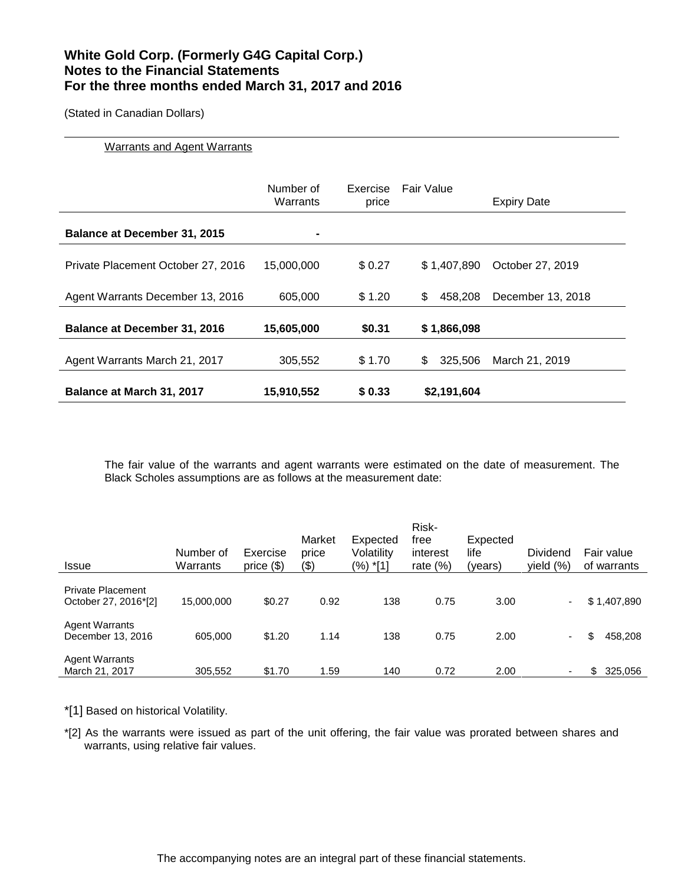**White Gold Corp. (Formerly G4G Capital Corp.)**
**Notes to the Financial Statements**
**For the three months ended March 31, 2017 and 2016**

(Stated in Canadian Dollars)

Warrants and Agent Warrants

| | Number of Warrants | Exercise price | Fair Value | Expiry Date |
|---|---|---|---|---|
| **Balance at December 31, 2015** | **-** | | | |
| Private Placement October 27, 2016 | 15,000,000 | $ 0.27 | $ 1,407,890 | October 27, 2019 |
| Agent Warrants December 13, 2016 | 605,000 | $ 1.20 | $ 458,208 | December 13, 2018 |
| **Balance at December 31, 2016** | **15,605,000** | **$0.31** | **$ 1,866,098** | |
| Agent Warrants March 21, 2017 | 305,552 | $ 1.70 | $ 325,506 | March 21, 2019 |
| **Balance at March 31, 2017** | **15,910,552** | **$ 0.33** | **$2,191,604** | |

The fair value of the warrants and agent warrants were estimated on the date of measurement. The Black Scholes assumptions are as follows at the measurement date:

| Issue | Number of Warrants | Exercise price ($) | Market price ($) | Expected Volatility (%) *[1] | Risk-free interest rate (%) | Expected life (years) | Dividend yield (%) | Fair value of warrants |
|---|---|---|---|---|---|---|---|---|
| Private Placement October 27, 2016*[2] | 15,000,000 | $0.27 | 0.92 | 138 | 0.75 | 3.00 | - | $ 1,407,890 |
| Agent Warrants December 13, 2016 | 605,000 | $1.20 | 1.14 | 138 | 0.75 | 2.00 | - | $ 458,208 |
| Agent Warrants March 21, 2017 | 305,552 | $1.70 | 1.59 | 140 | 0.72 | 2.00 | - | $ 325,056 |

*[1] Based on historical Volatility.

*[2] As the warrants were issued as part of the unit offering, the fair value was prorated between shares and warrants, using relative fair values.

The accompanying notes are an integral part of these financial statements.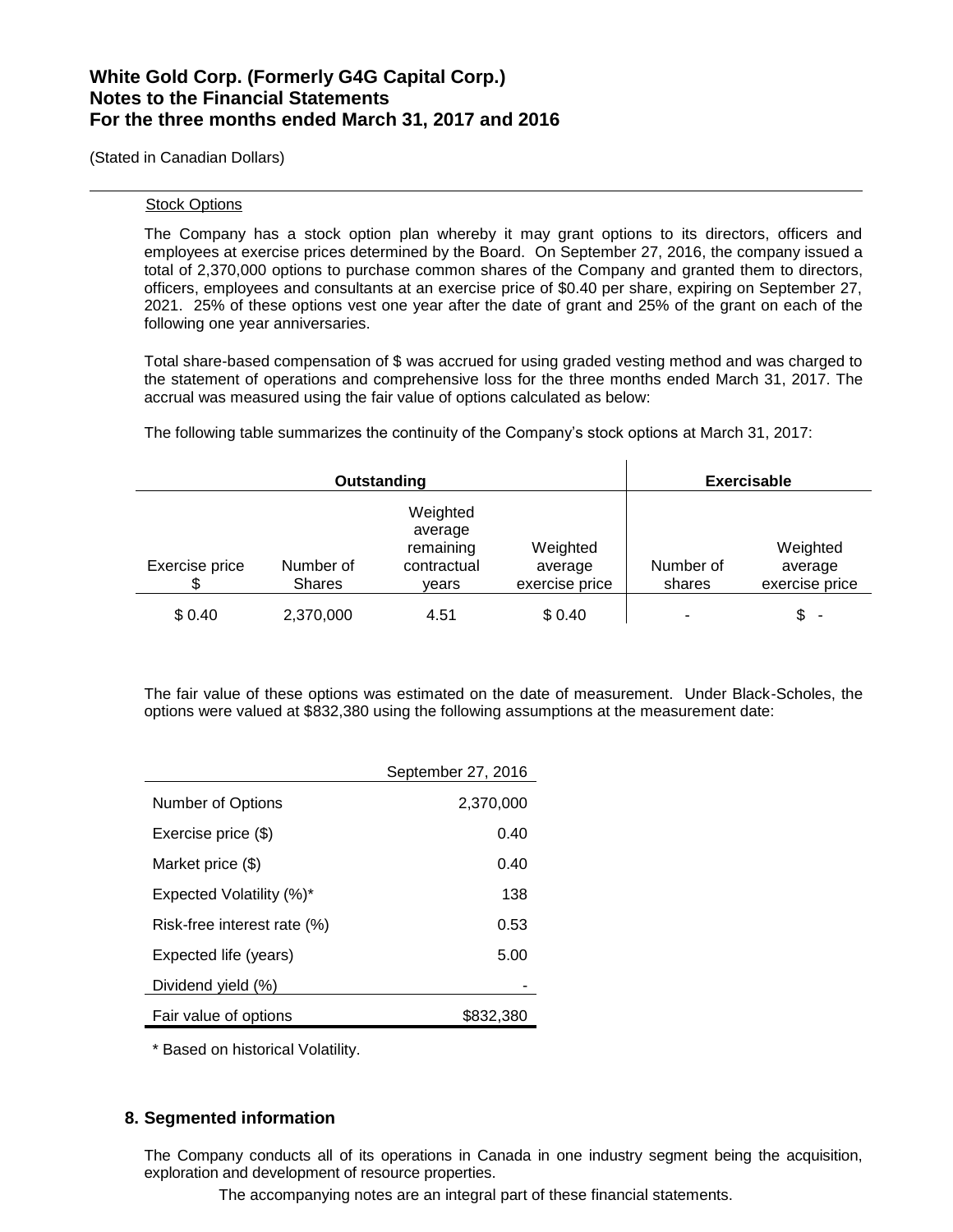Stock Options

The Company has a stock option plan whereby it may grant options to its directors, officers and employees at exercise prices determined by the Board. On September 27, 2016, the company issued a total of 2,370,000 options to purchase common shares of the Company and granted them to directors, officers, employees and consultants at an exercise price of $0.40 per share, expiring on September 27, 2021. 25% of these options vest one year after the date of grant and 25% of the grant on each of the following one year anniversaries.

Total share-based compensation of $ was accrued for using graded vesting method and was charged to the statement of operations and comprehensive loss for the three months ended March 31, 2017. The accrual was measured using the fair value of options calculated as below:

The following table summarizes the continuity of the Company's stock options at March 31, 2017:

| Outstanding | | | | Exercisable | |
|---|---|---|---|---|---|
| Exercise price $ | Number of Shares | Weighted average remaining contractual years | Weighted average exercise price | Number of shares | Weighted average exercise price |
| $ 0.40 | 2,370,000 | 4.51 | $ 0.40 | - | $ - |

The fair value of these options was estimated on the date of measurement. Under Black-Scholes, the options were valued at $832,380 using the following assumptions at the measurement date:

| | September 27, 2016 |
|---|---|
| Number of Options | 2,370,000 |
| Exercise price ($) | 0.40 |
| Market price ($) | 0.40 |
| Expected Volatility (%)* | 138 |
| Risk-free interest rate (%) | 0.53 |
| Expected life (years) | 5.00 |
| Dividend yield (%) | - |
| Fair value of options | $832,380 |

* Based on historical Volatility.

## 8. Segmented information

The Company conducts all of its operations in Canada in one industry segment being the acquisition, exploration and development of resource properties.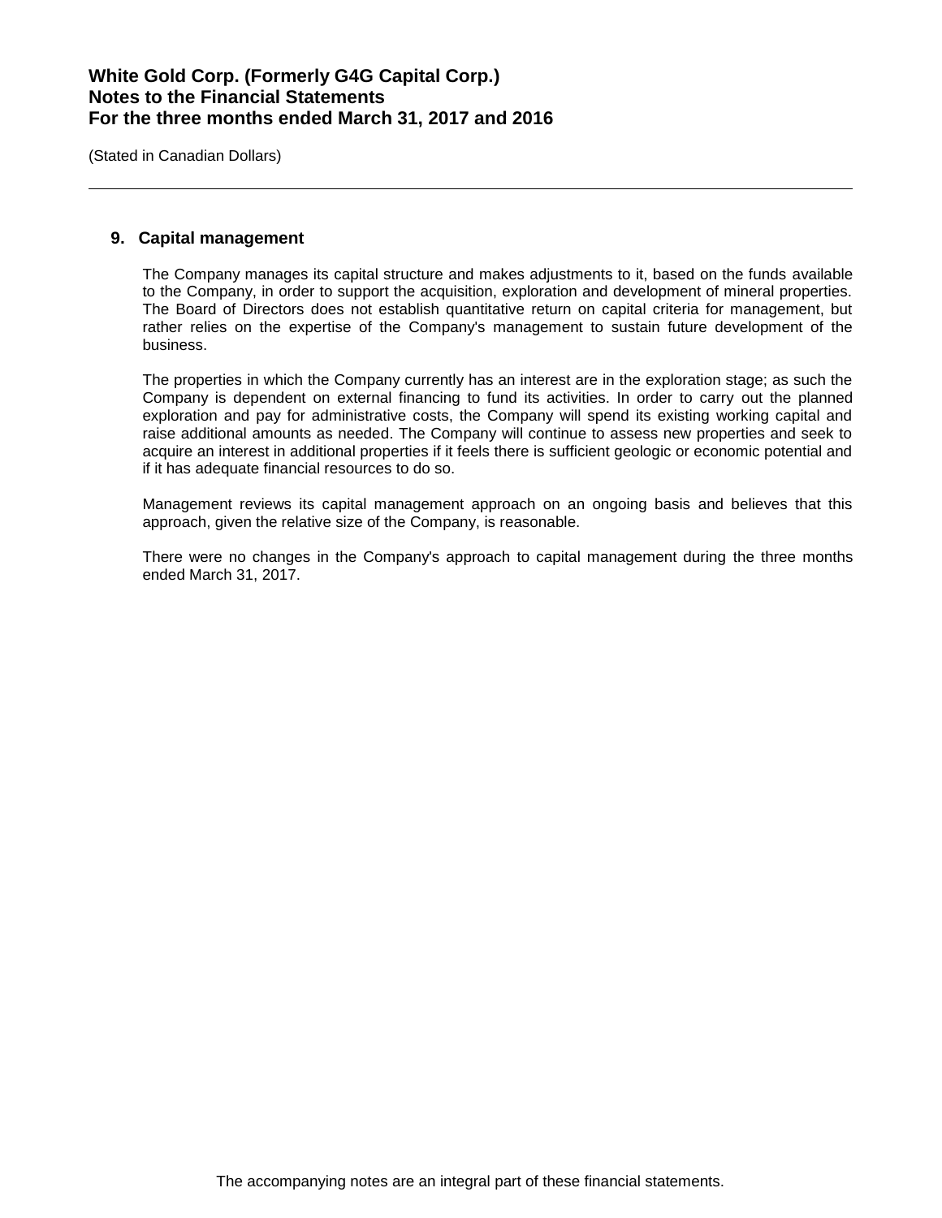## 9. Capital management

The Company manages its capital structure and makes adjustments to it, based on the funds available to the Company, in order to support the acquisition, exploration and development of mineral properties. The Board of Directors does not establish quantitative return on capital criteria for management, but rather relies on the expertise of the Company's management to sustain future development of the business.

The properties in which the Company currently has an interest are in the exploration stage; as such the Company is dependent on external financing to fund its activities. In order to carry out the planned exploration and pay for administrative costs, the Company will spend its existing working capital and raise additional amounts as needed. The Company will continue to assess new properties and seek to acquire an interest in additional properties if it feels there is sufficient geologic or economic potential and if it has adequate financial resources to do so.

Management reviews its capital management approach on an ongoing basis and believes that this approach, given the relative size of the Company, is reasonable.

There were no changes in the Company's approach to capital management during the three months ended March 31, 2017.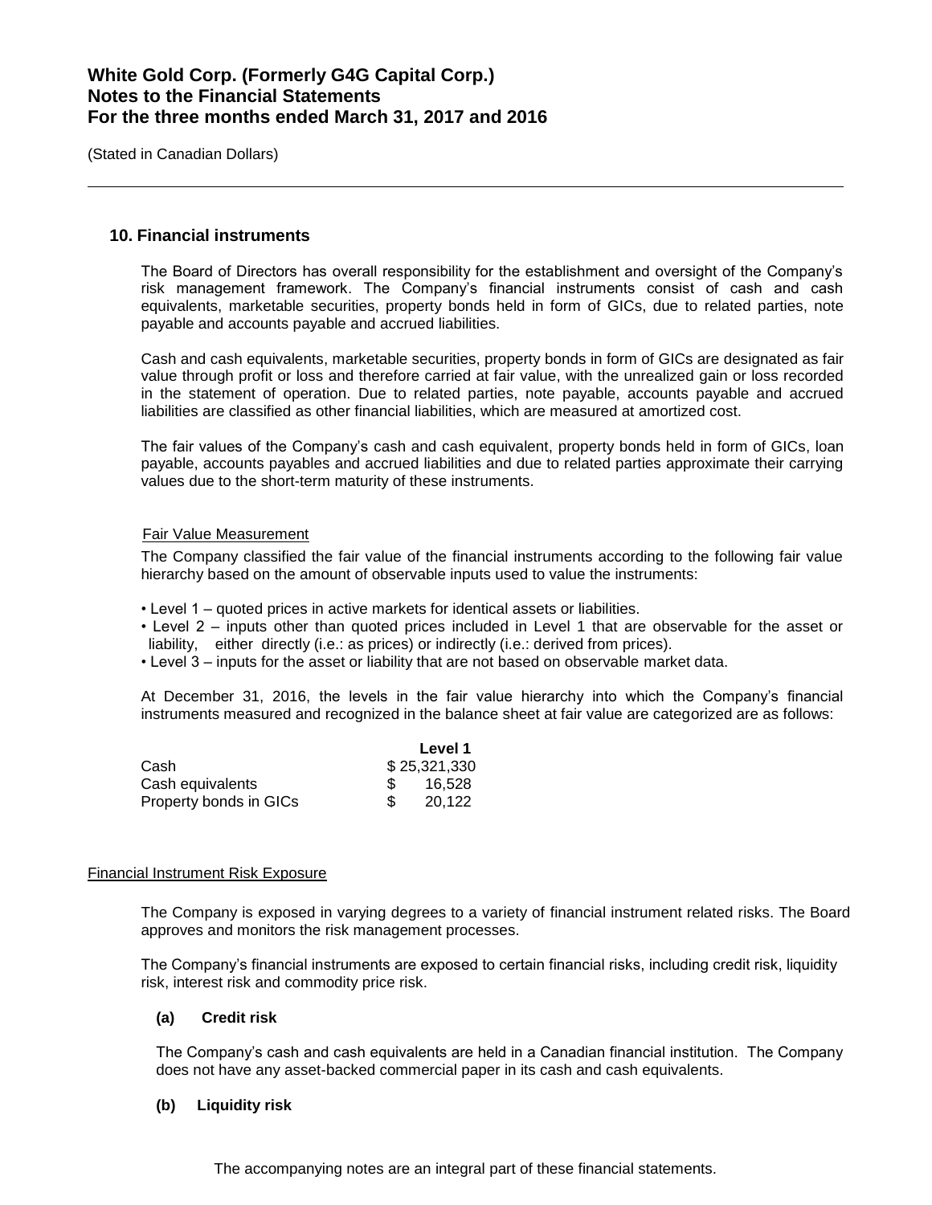## 10. Financial instruments

The Board of Directors has overall responsibility for the establishment and oversight of the Company's risk management framework. The Company's financial instruments consist of cash and cash equivalents, marketable securities, property bonds held in form of GICs, due to related parties, note payable and accounts payable and accrued liabilities.

Cash and cash equivalents, marketable securities, property bonds in form of GICs are designated as fair value through profit or loss and therefore carried at fair value, with the unrealized gain or loss recorded in the statement of operation. Due to related parties, note payable, accounts payable and accrued liabilities are classified as other financial liabilities, which are measured at amortized cost.

The fair values of the Company's cash and cash equivalent, property bonds held in form of GICs, loan payable, accounts payables and accrued liabilities and due to related parties approximate their carrying values due to the short-term maturity of these instruments.

Fair Value Measurement

The Company classified the fair value of the financial instruments according to the following fair value hierarchy based on the amount of observable inputs used to value the instruments:

- Level 1 – quoted prices in active markets for identical assets or liabilities.
- Level 2 – inputs other than quoted prices included in Level 1 that are observable for the asset or liability, either directly (i.e.: as prices) or indirectly (i.e.: derived from prices).
- Level 3 – inputs for the asset or liability that are not based on observable market data.

At December 31, 2016, the levels in the fair value hierarchy into which the Company's financial instruments measured and recognized in the balance sheet at fair value are categorized are as follows:

| | Level 1 |
|---|---|
| Cash | $ 25,321,330 |
| Cash equivalents | $ 16,528 |
| Property bonds in GICs | $ 20,122 |

Financial Instrument Risk Exposure

The Company is exposed in varying degrees to a variety of financial instrument related risks. The Board approves and monitors the risk management processes.

The Company's financial instruments are exposed to certain financial risks, including credit risk, liquidity risk, interest risk and commodity price risk.

**(a) Credit risk**

The Company's cash and cash equivalents are held in a Canadian financial institution. The Company does not have any asset-backed commercial paper in its cash and cash equivalents.

**(b) Liquidity risk**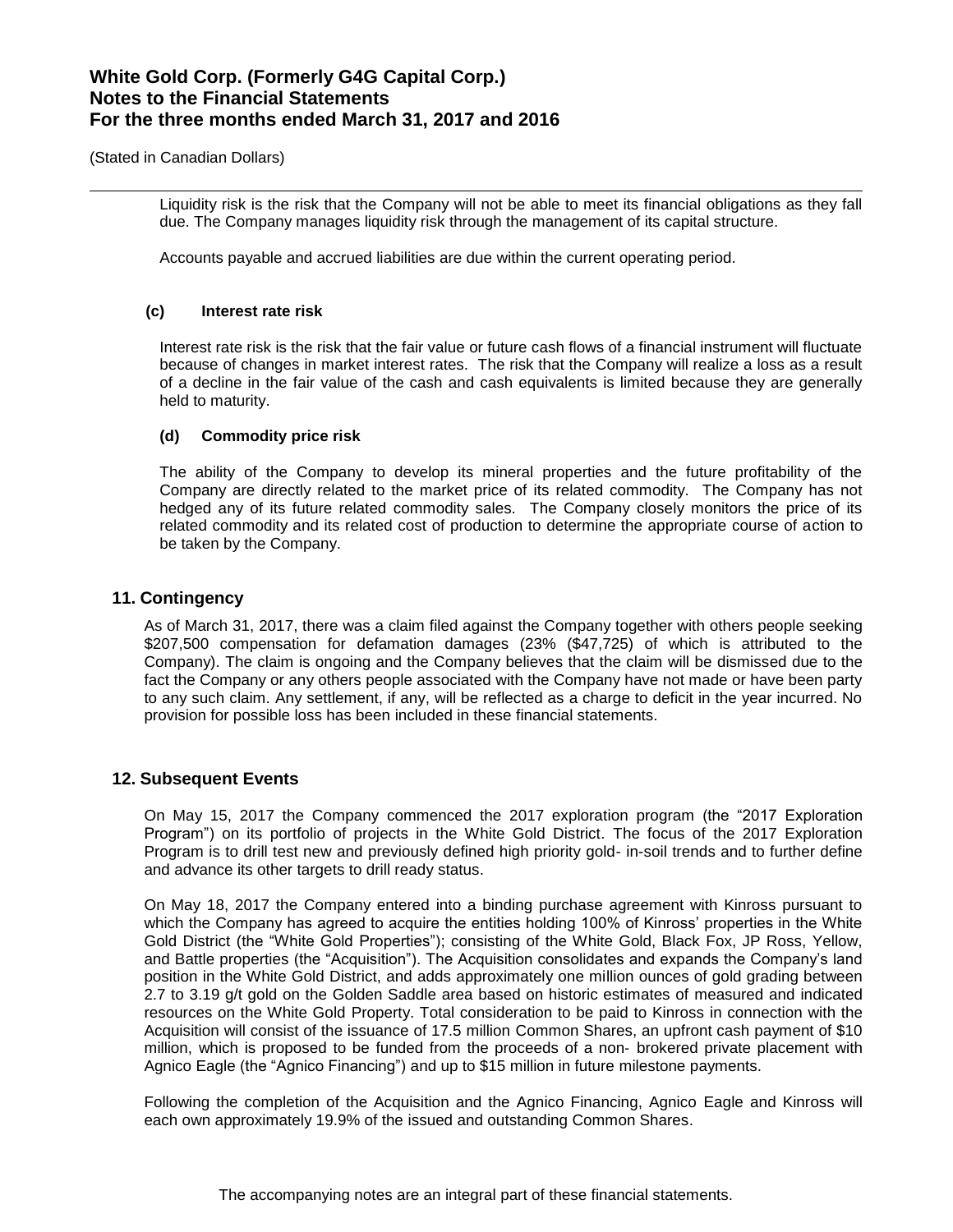(Stated in Canadian Dollars)

Liquidity risk is the risk that the Company will not be able to meet its financial obligations as they fall due. The Company manages liquidity risk through the management of its capital structure.

Accounts payable and accrued liabilities are due within the current operating period.

**(c) Interest rate risk**

Interest rate risk is the risk that the fair value or future cash flows of a financial instrument will fluctuate because of changes in market interest rates. The risk that the Company will realize a loss as a result of a decline in the fair value of the cash and cash equivalents is limited because they are generally held to maturity.

**(d) Commodity price risk**

The ability of the Company to develop its mineral properties and the future profitability of the Company are directly related to the market price of its related commodity. The Company has not hedged any of its future related commodity sales. The Company closely monitors the price of its related commodity and its related cost of production to determine the appropriate course of action to be taken by the Company.

## 11. Contingency

As of March 31, 2017, there was a claim filed against the Company together with others people seeking $207,500 compensation for defamation damages (23% ($47,725) of which is attributed to the Company). The claim is ongoing and the Company believes that the claim will be dismissed due to the fact the Company or any others people associated with the Company have not made or have been party to any such claim. Any settlement, if any, will be reflected as a charge to deficit in the year incurred. No provision for possible loss has been included in these financial statements.

## 12. Subsequent Events

On May 15, 2017 the Company commenced the 2017 exploration program (the "2017 Exploration Program") on its portfolio of projects in the White Gold District. The focus of the 2017 Exploration Program is to drill test new and previously defined high priority gold- in-soil trends and to further define and advance its other targets to drill ready status.

On May 18, 2017 the Company entered into a binding purchase agreement with Kinross pursuant to which the Company has agreed to acquire the entities holding 100% of Kinross' properties in the White Gold District (the "White Gold Properties"); consisting of the White Gold, Black Fox, JP Ross, Yellow, and Battle properties (the "Acquisition"). The Acquisition consolidates and expands the Company's land position in the White Gold District, and adds approximately one million ounces of gold grading between 2.7 to 3.19 g/t gold on the Golden Saddle area based on historic estimates of measured and indicated resources on the White Gold Property. Total consideration to be paid to Kinross in connection with the Acquisition will consist of the issuance of 17.5 million Common Shares, an upfront cash payment of $10 million, which is proposed to be funded from the proceeds of a non- brokered private placement with Agnico Eagle (the "Agnico Financing") and up to $15 million in future milestone payments.

Following the completion of the Acquisition and the Agnico Financing, Agnico Eagle and Kinross will each own approximately 19.9% of the issued and outstanding Common Shares.

The accompanying notes are an integral part of these financial statements.